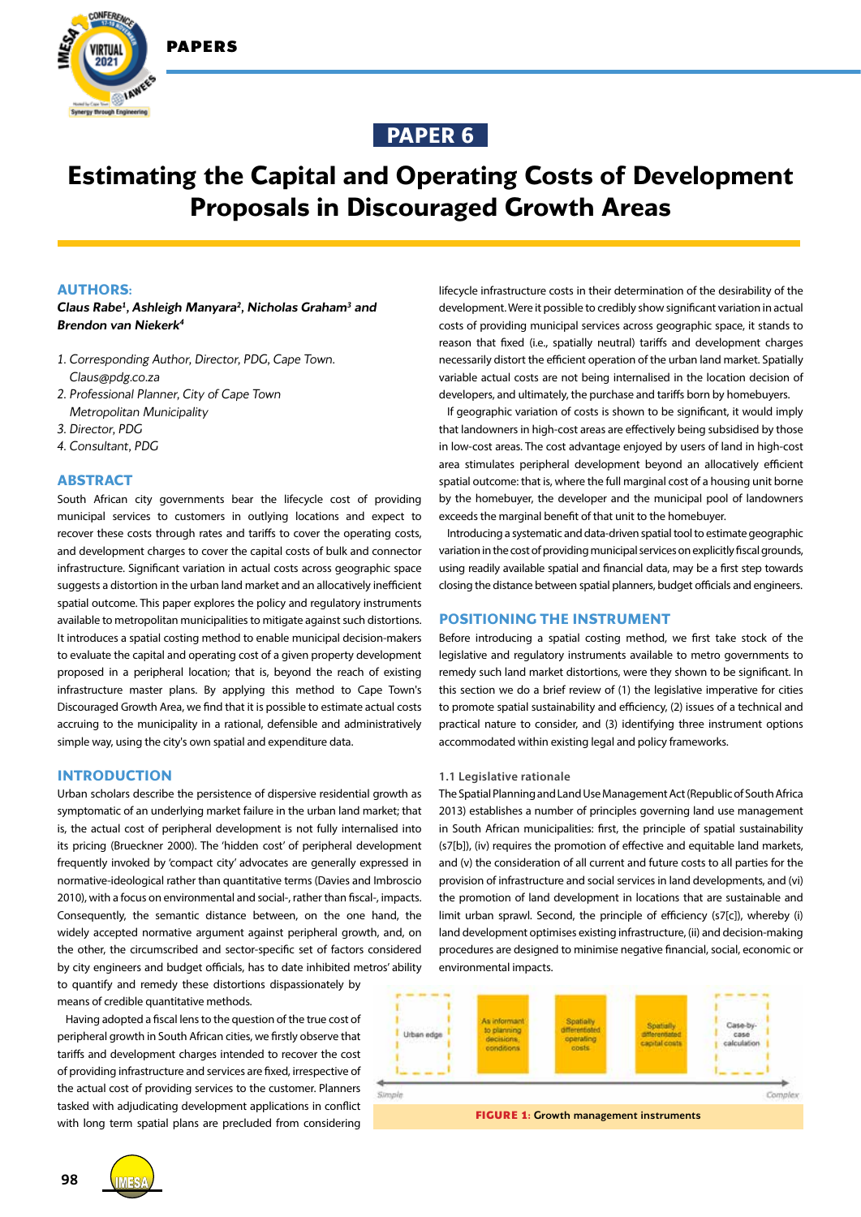PAPER 6

# Estimating the Capital and Operating Costs of Development Proposals in Discouraged Growth Areas

## AUTHORS:

***Claus Rabe[1], Ashleigh Manyara[2], Nicholas Graham[3] and Brendon van Niekerk[4]***

1. *Corresponding Author, Director, PDG, Cape Town. Claus@pdg.co.za*
2. *Professional Planner, City of Cape Town Metropolitan Municipality*
3. *Director, PDG*
4. *Consultant, PDG*

## ABSTRACT

South African city governments bear the lifecycle cost of providing municipal services to customers in outlying locations and expect to recover these costs through rates and tariffs to cover the operating costs, and development charges to cover the capital costs of bulk and connector infrastructure. Significant variation in actual costs across geographic space suggests a distortion in the urban land market and an allocatively inefficient spatial outcome. This paper explores the policy and regulatory instruments available to metropolitan municipalities to mitigate against such distortions. It introduces a spatial costing method to enable municipal decision-makers to evaluate the capital and operating cost of a given property development proposed in a peripheral location; that is, beyond the reach of existing infrastructure master plans. By applying this method to Cape Town's Discouraged Growth Area, we find that it is possible to estimate actual costs accruing to the municipality in a rational, defensible and administratively simple way, using the city's own spatial and expenditure data.

## INTRODUCTION

Urban scholars describe the persistence of dispersive residential growth as symptomatic of an underlying market failure in the urban land market; that is, the actual cost of peripheral development is not fully internalised into its pricing (Brueckner 2000). The 'hidden cost' of peripheral development frequently invoked by 'compact city' advocates are generally expressed in normative-ideological rather than quantitative terms (Davies and Imbroscio 2010), with a focus on environmental and social-, rather than fiscal-, impacts. Consequently, the semantic distance between, on the one hand, the widely accepted normative argument against peripheral growth, and, on the other, the circumscribed and sector-specific set of factors considered by city engineers and budget officials, has to date inhibited metros' ability to quantify and remedy these distortions dispassionately by means of credible quantitative methods.

Having adopted a fiscal lens to the question of the true cost of peripheral growth in South African cities, we firstly observe that tariffs and development charges intended to recover the cost of providing infrastructure and services are fixed, irrespective of the actual cost of providing services to the customer. Planners tasked with adjudicating development applications in conflict with long term spatial plans are precluded from considering lifecycle infrastructure costs in their determination of the desirability of the development. Were it possible to credibly show significant variation in actual costs of providing municipal services across geographic space, it stands to reason that fixed (i.e., spatially neutral) tariffs and development charges necessarily distort the efficient operation of the urban land market. Spatially variable actual costs are not being internalised in the location decision of developers, and ultimately, the purchase and tariffs born by homebuyers.

If geographic variation of costs is shown to be significant, it would imply that landowners in high-cost areas are effectively being subsidised by those in low-cost areas. The cost advantage enjoyed by users of land in high-cost area stimulates peripheral development beyond an allocatively efficient spatial outcome: that is, where the full marginal cost of a housing unit borne by the homebuyer, the developer and the municipal pool of landowners exceeds the marginal benefit of that unit to the homebuyer.

Introducing a systematic and data-driven spatial tool to estimate geographic variation in the cost of providing municipal services on explicitly fiscal grounds, using readily available spatial and financial data, may be a first step towards closing the distance between spatial planners, budget officials and engineers.

## POSITIONING THE INSTRUMENT

Before introducing a spatial costing method, we first take stock of the legislative and regulatory instruments available to metro governments to remedy such land market distortions, were they shown to be significant. In this section we do a brief review of (1) the legislative imperative for cities to promote spatial sustainability and efficiency, (2) issues of a technical and practical nature to consider, and (3) identifying three instrument options accommodated within existing legal and policy frameworks.

### 1.1 Legislative rationale

The Spatial Planning and Land Use Management Act (Republic of South Africa 2013) establishes a number of principles governing land use management in South African municipalities: first, the principle of spatial sustainability (s7[b]), (iv) requires the promotion of effective and equitable land markets, and (v) the consideration of all current and future costs to all parties for the provision of infrastructure and social services in land developments, and (vi) the promotion of land development in locations that are sustainable and limit urban sprawl. Second, the principle of efficiency (s7[c]), whereby (i) land development optimises existing infrastructure, (ii) and decision-making procedures are designed to minimise negative financial, social, economic or environmental impacts.

Urban edge → As informant to planning decisions, conditions → Spatially differentiated operating costs → Spatially differentiated capital costs → Case-by-case calculation

Simple ——————————————— Complex

**FIGURE 1:** Growth management instruments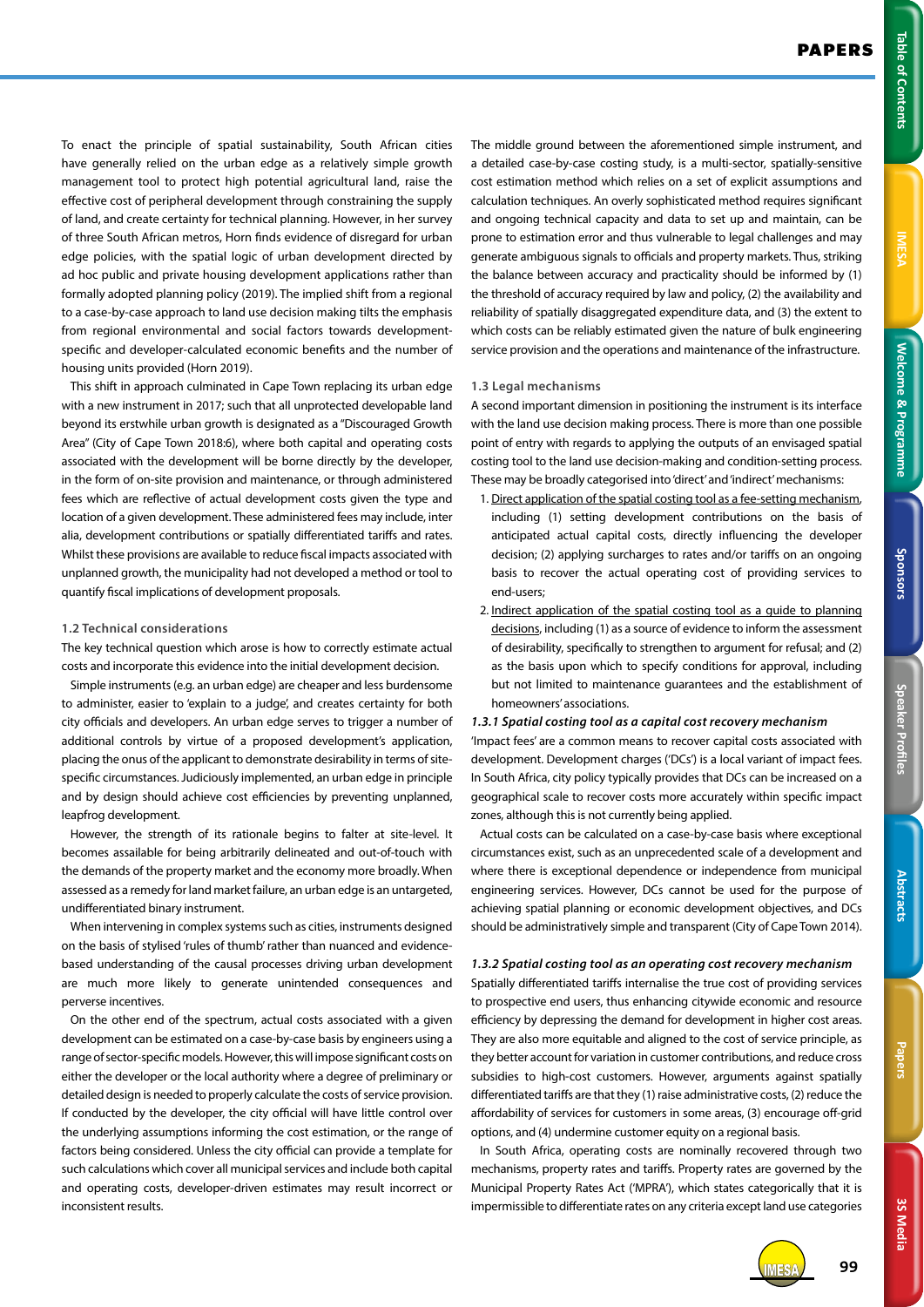To enact the principle of spatial sustainability, South African cities have generally relied on the urban edge as a relatively simple growth management tool to protect high potential agricultural land, raise the effective cost of peripheral development through constraining the supply of land, and create certainty for technical planning. However, in her survey of three South African metros, Horn finds evidence of disregard for urban edge policies, with the spatial logic of urban development directed by ad hoc public and private housing development applications rather than formally adopted planning policy (2019). The implied shift from a regional to a case-by-case approach to land use decision making tilts the emphasis from regional environmental and social factors towards development-specific and developer-calculated economic benefits and the number of housing units provided (Horn 2019).

This shift in approach culminated in Cape Town replacing its urban edge with a new instrument in 2017; such that all unprotected developable land beyond its erstwhile urban growth is designated as a "Discouraged Growth Area" (City of Cape Town 2018:6), where both capital and operating costs associated with the development will be borne directly by the developer, in the form of on-site provision and maintenance, or through administered fees which are reflective of actual development costs given the type and location of a given development. These administered fees may include, inter alia, development contributions or spatially differentiated tariffs and rates. Whilst these provisions are available to reduce fiscal impacts associated with unplanned growth, the municipality had not developed a method or tool to quantify fiscal implications of development proposals.

### 1.2 Technical considerations

The key technical question which arose is how to correctly estimate actual costs and incorporate this evidence into the initial development decision.

Simple instruments (e.g. an urban edge) are cheaper and less burdensome to administer, easier to 'explain to a judge', and creates certainty for both city officials and developers. An urban edge serves to trigger a number of additional controls by virtue of a proposed development's application, placing the onus of the applicant to demonstrate desirability in terms of site-specific circumstances. Judiciously implemented, an urban edge in principle and by design should achieve cost efficiencies by preventing unplanned, leapfrog development.

However, the strength of its rationale begins to falter at site-level. It becomes assailable for being arbitrarily delineated and out-of-touch with the demands of the property market and the economy more broadly. When assessed as a remedy for land market failure, an urban edge is an untargeted, undifferentiated binary instrument.

When intervening in complex systems such as cities, instruments designed on the basis of stylised 'rules of thumb' rather than nuanced and evidence-based understanding of the causal processes driving urban development are much more likely to generate unintended consequences and perverse incentives.

On the other end of the spectrum, actual costs associated with a given development can be estimated on a case-by-case basis by engineers using a range of sector-specific models. However, this will impose significant costs on either the developer or the local authority where a degree of preliminary or detailed design is needed to properly calculate the costs of service provision. If conducted by the developer, the city official will have little control over the underlying assumptions informing the cost estimation, or the range of factors being considered. Unless the city official can provide a template for such calculations which cover all municipal services and include both capital and operating costs, developer-driven estimates may result incorrect or inconsistent results.

The middle ground between the aforementioned simple instrument, and a detailed case-by-case costing study, is a multi-sector, spatially-sensitive cost estimation method which relies on a set of explicit assumptions and calculation techniques. An overly sophisticated method requires significant and ongoing technical capacity and data to set up and maintain, can be prone to estimation error and thus vulnerable to legal challenges and may generate ambiguous signals to officials and property markets. Thus, striking the balance between accuracy and practicality should be informed by (1) the threshold of accuracy required by law and policy, (2) the availability and reliability of spatially disaggregated expenditure data, and (3) the extent to which costs can be reliably estimated given the nature of bulk engineering service provision and the operations and maintenance of the infrastructure.

### 1.3 Legal mechanisms

A second important dimension in positioning the instrument is its interface with the land use decision making process. There is more than one possible point of entry with regards to applying the outputs of an envisaged spatial costing tool to the land use decision-making and condition-setting process. These may be broadly categorised into 'direct' and 'indirect' mechanisms:

1. Direct application of the spatial costing tool as a fee-setting mechanism, including (1) setting development contributions on the basis of anticipated actual capital costs, directly influencing the developer decision; (2) applying surcharges to rates and/or tariffs on an ongoing basis to recover the actual operating cost of providing services to end-users;
2. Indirect application of the spatial costing tool as a guide to planning decisions, including (1) as a source of evidence to inform the assessment of desirability, specifically to strengthen to argument for refusal; and (2) as the basis upon which to specify conditions for approval, including but not limited to maintenance guarantees and the establishment of homeowners' associations.

#### *1.3.1 Spatial costing tool as a capital cost recovery mechanism*

'Impact fees' are a common means to recover capital costs associated with development. Development charges ('DCs') is a local variant of impact fees. In South Africa, city policy typically provides that DCs can be increased on a geographical scale to recover costs more accurately within specific impact zones, although this is not currently being applied.

Actual costs can be calculated on a case-by-case basis where exceptional circumstances exist, such as an unprecedented scale of a development and where there is exceptional dependence or independence from municipal engineering services. However, DCs cannot be used for the purpose of achieving spatial planning or economic development objectives, and DCs should be administratively simple and transparent (City of Cape Town 2014).

#### *1.3.2 Spatial costing tool as an operating cost recovery mechanism*

Spatially differentiated tariffs internalise the true cost of providing services to prospective end users, thus enhancing citywide economic and resource efficiency by depressing the demand for development in higher cost areas. They are also more equitable and aligned to the cost of service principle, as they better account for variation in customer contributions, and reduce cross subsidies to high-cost customers. However, arguments against spatially differentiated tariffs are that they (1) raise administrative costs, (2) reduce the affordability of services for customers in some areas, (3) encourage off-grid options, and (4) undermine customer equity on a regional basis.

In South Africa, operating costs are nominally recovered through two mechanisms, property rates and tariffs. Property rates are governed by the Municipal Property Rates Act ('MPRA'), which states categorically that it is impermissible to differentiate rates on any criteria except land use categories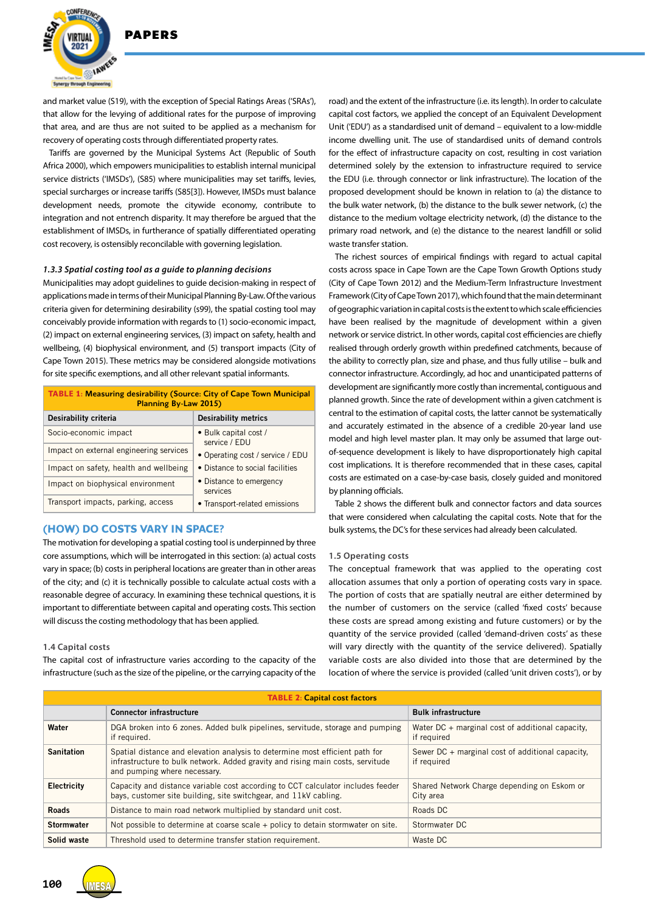and market value (S19), with the exception of Special Ratings Areas ('SRAs'), that allow for the levying of additional rates for the purpose of improving that area, and are thus are not suited to be applied as a mechanism for recovery of operating costs through differentiated property rates.

Tariffs are governed by the Municipal Systems Act (Republic of South Africa 2000), which empowers municipalities to establish internal municipal service districts ('IMSDs'), (S85) where municipalities may set tariffs, levies, special surcharges or increase tariffs (S85[3]). However, IMSDs must balance development needs, promote the citywide economy, contribute to integration and not entrench disparity. It may therefore be argued that the establishment of IMSDs, in furtherance of spatially differentiated operating cost recovery, is ostensibly reconcilable with governing legislation.

### *1.3.3 Spatial costing tool as a guide to planning decisions*

Municipalities may adopt guidelines to guide decision-making in respect of applications made in terms of their Municipal Planning By-Law. Of the various criteria given for determining desirability (s99), the spatial costing tool may conceivably provide information with regards to (1) socio-economic impact, (2) impact on external engineering services, (3) impact on safety, health and wellbeing, (4) biophysical environment, and (5) transport impacts (City of Cape Town 2015). These metrics may be considered alongside motivations for site specific exemptions, and all other relevant spatial informants.

**TABLE 1: Measuring desirability (Source: City of Cape Town Municipal Planning By-Law 2015)**

| Desirability criteria | Desirability metrics |
|---|---|
| Socio-economic impact | • Bulk capital cost / service / EDU |
| Impact on external engineering services | • Operating cost / service / EDU |
| Impact on safety, health and wellbeing | • Distance to social facilities |
| Impact on biophysical environment | • Distance to emergency services |
| Transport impacts, parking, access | • Transport-related emissions |

## (HOW) DO COSTS VARY IN SPACE?

The motivation for developing a spatial costing tool is underpinned by three core assumptions, which will be interrogated in this section: (a) actual costs vary in space; (b) costs in peripheral locations are greater than in other areas of the city; and (c) it is technically possible to calculate actual costs with a reasonable degree of accuracy. In examining these technical questions, it is important to differentiate between capital and operating costs. This section will discuss the costing methodology that has been applied.

### 1.4 Capital costs

The capital cost of infrastructure varies according to the capacity of the infrastructure (such as the size of the pipeline, or the carrying capacity of the road) and the extent of the infrastructure (i.e. its length). In order to calculate capital cost factors, we applied the concept of an Equivalent Development Unit ('EDU') as a standardised unit of demand – equivalent to a low-middle income dwelling unit. The use of standardised units of demand controls for the effect of infrastructure capacity on cost, resulting in cost variation determined solely by the extension to infrastructure required to service the EDU (i.e. through connector or link infrastructure). The location of the proposed development should be known in relation to (a) the distance to the bulk water network, (b) the distance to the bulk sewer network, (c) the distance to the medium voltage electricity network, (d) the distance to the primary road network, and (e) the distance to the nearest landfill or solid waste transfer station.

The richest sources of empirical findings with regard to actual capital costs across space in Cape Town are the Cape Town Growth Options study (City of Cape Town 2012) and the Medium-Term Infrastructure Investment Framework (City of Cape Town 2017), which found that the main determinant of geographic variation in capital costs is the extent to which scale efficiencies have been realised by the magnitude of development within a given network or service district. In other words, capital cost efficiencies are chiefly realised through orderly growth within predefined catchments, because of the ability to correctly plan, size and phase, and thus fully utilise – bulk and connector infrastructure. Accordingly, ad hoc and unanticipated patterns of development are significantly more costly than incremental, contiguous and planned growth. Since the rate of development within a given catchment is central to the estimation of capital costs, the latter cannot be systematically and accurately estimated in the absence of a credible 20-year land use model and high level master plan. It may only be assumed that large out-of-sequence development is likely to have disproportionately high capital cost implications. It is therefore recommended that in these cases, capital costs are estimated on a case-by-case basis, closely guided and monitored by planning officials.

Table 2 shows the different bulk and connector factors and data sources that were considered when calculating the capital costs. Note that for the bulk systems, the DC's for these services had already been calculated.

### 1.5 Operating costs

The conceptual framework that was applied to the operating cost allocation assumes that only a portion of operating costs vary in space. The portion of costs that are spatially neutral are either determined by the number of customers on the service (called 'fixed costs' because these costs are spread among existing and future customers) or by the quantity of the service provided (called 'demand-driven costs' as these will vary directly with the quantity of the service delivered). Spatially variable costs are also divided into those that are determined by the location of where the service is provided (called 'unit driven costs'), or by

**TABLE 2: Capital cost factors**

| | Connector infrastructure | Bulk infrastructure |
|---|---|---|
| **Water** | DGA broken into 6 zones. Added bulk pipelines, servitude, storage and pumping if required. | Water DC + marginal cost of additional capacity, if required |
| **Sanitation** | Spatial distance and elevation analysis to determine most efficient path for infrastructure to bulk network. Added gravity and rising main costs, servitude and pumping where necessary. | Sewer DC + marginal cost of additional capacity, if required |
| **Electricity** | Capacity and distance variable cost according to CCT calculator includes feeder bays, customer site building, site switchgear, and 11kV cabling. | Shared Network Charge depending on Eskom or City area |
| **Roads** | Distance to main road network multiplied by standard unit cost. | Roads DC |
| **Stormwater** | Not possible to determine at coarse scale + policy to detain stormwater on site. | Stormwater DC |
| **Solid waste** | Threshold used to determine transfer station requirement. | Waste DC |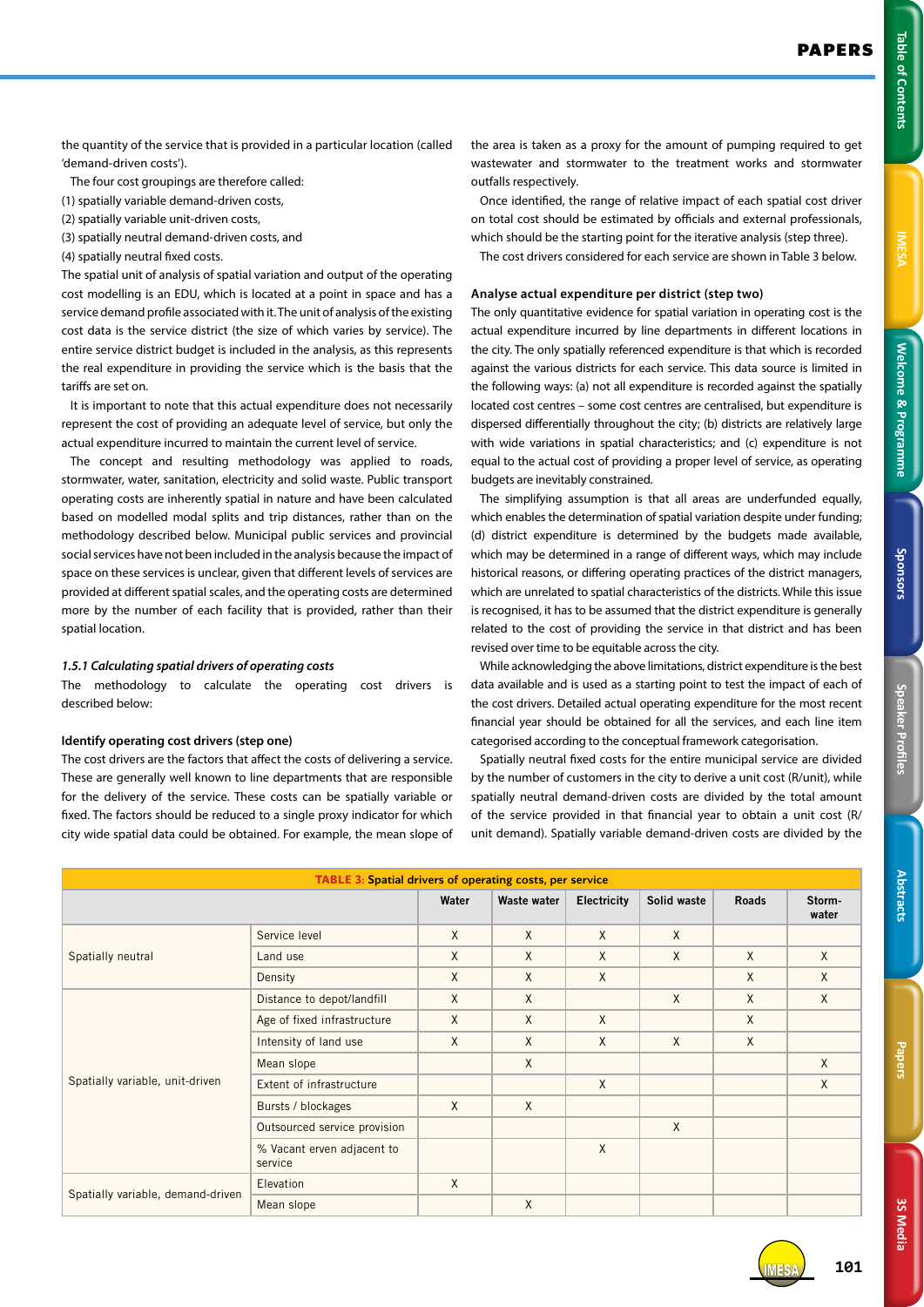the quantity of the service that is provided in a particular location (called 'demand-driven costs').

The four cost groupings are therefore called:

(1) spatially variable demand-driven costs,
(2) spatially variable unit-driven costs,
(3) spatially neutral demand-driven costs, and
(4) spatially neutral fixed costs.

The spatial unit of analysis of spatial variation and output of the operating cost modelling is an EDU, which is located at a point in space and has a service demand profile associated with it. The unit of analysis of the existing cost data is the service district (the size of which varies by service). The entire service district budget is included in the analysis, as this represents the real expenditure in providing the service which is the basis that the tariffs are set on.

It is important to note that this actual expenditure does not necessarily represent the cost of providing an adequate level of service, but only the actual expenditure incurred to maintain the current level of service.

The concept and resulting methodology was applied to roads, stormwater, water, sanitation, electricity and solid waste. Public transport operating costs are inherently spatial in nature and have been calculated based on modelled modal splits and trip distances, rather than on the methodology described below. Municipal public services and provincial social services have not been included in the analysis because the impact of space on these services is unclear, given that different levels of services are provided at different spatial scales, and the operating costs are determined more by the number of each facility that is provided, rather than their spatial location.

*1.5.1 Calculating spatial drivers of operating costs*

The methodology to calculate the operating cost drivers is described below:

**Identify operating cost drivers (step one)**

The cost drivers are the factors that affect the costs of delivering a service. These are generally well known to line departments that are responsible for the delivery of the service. These costs can be spatially variable or fixed. The factors should be reduced to a single proxy indicator for which city wide spatial data could be obtained. For example, the mean slope of the area is taken as a proxy for the amount of pumping required to get wastewater and stormwater to the treatment works and stormwater outfalls respectively.

Once identified, the range of relative impact of each spatial cost driver on total cost should be estimated by officials and external professionals, which should be the starting point for the iterative analysis (step three).

The cost drivers considered for each service are shown in Table 3 below.

**Analyse actual expenditure per district (step two)**

The only quantitative evidence for spatial variation in operating cost is the actual expenditure incurred by line departments in different locations in the city. The only spatially referenced expenditure is that which is recorded against the various districts for each service. This data source is limited in the following ways: (a) not all expenditure is recorded against the spatially located cost centres – some cost centres are centralised, but expenditure is dispersed differentially throughout the city; (b) districts are relatively large with wide variations in spatial characteristics; and (c) expenditure is not equal to the actual cost of providing a proper level of service, as operating budgets are inevitably constrained.

The simplifying assumption is that all areas are underfunded equally, which enables the determination of spatial variation despite under funding; (d) district expenditure is determined by the budgets made available, which may be determined in a range of different ways, which may include historical reasons, or differing operating practices of the district managers, which are unrelated to spatial characteristics of the districts. While this issue is recognised, it has to be assumed that the district expenditure is generally related to the cost of providing the service in that district and has been revised over time to be equitable across the city.

While acknowledging the above limitations, district expenditure is the best data available and is used as a starting point to test the impact of each of the cost drivers. Detailed actual operating expenditure for the most recent financial year should be obtained for all the services, and each line item categorised according to the conceptual framework categorisation.

Spatially neutral fixed costs for the entire municipal service are divided by the number of customers in the city to derive a unit cost (R/unit), while spatially neutral demand-driven costs are divided by the total amount of the service provided in that financial year to obtain a unit cost (R/unit demand). Spatially variable demand-driven costs are divided by the

**TABLE 3: Spatial drivers of operating costs, per service**

| | | Water | Waste water | Electricity | Solid waste | Roads | Storm-water |
|---|---|---|---|---|---|---|---|
| Spatially neutral | Service level | X | X | X | X | | |
| | Land use | X | X | X | X | X | X |
| | Density | X | X | X | | X | X |
| Spatially variable, unit-driven | Distance to depot/landfill | X | X | | X | X | X |
| | Age of fixed infrastructure | X | X | X | | X | |
| | Intensity of land use | X | X | X | X | X | |
| | Mean slope | | X | | | | X |
| | Extent of infrastructure | | | X | | | X |
| | Bursts / blockages | X | X | | | | |
| | Outsourced service provision | | | | X | | |
| | % Vacant erven adjacent to service | | | X | | | |
| Spatially variable, demand-driven | Elevation | X | | | | | |
| | Mean slope | | X | | | | |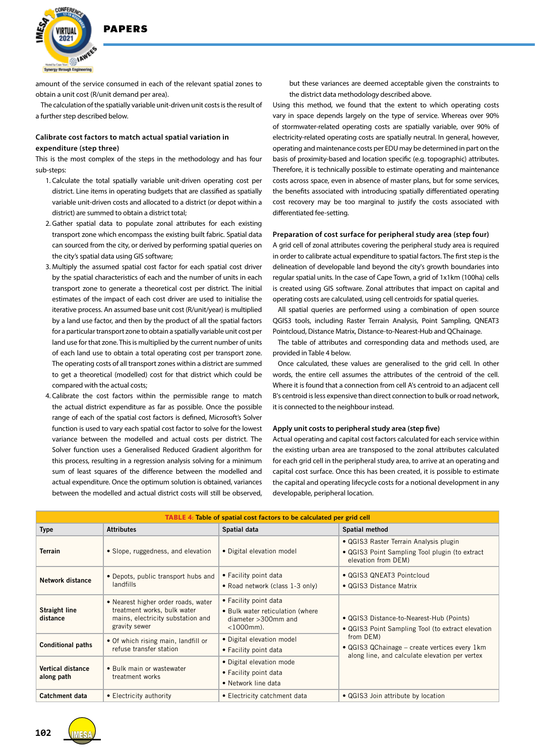amount of the service consumed in each of the relevant spatial zones to obtain a unit cost (R/unit demand per area).

The calculation of the spatially variable unit-driven unit costs is the result of a further step described below.

### Calibrate cost factors to match actual spatial variation in expenditure (step three)

This is the most complex of the steps in the methodology and has four sub-steps:

1. Calculate the total spatially variable unit-driven operating cost per district. Line items in operating budgets that are classified as spatially variable unit-driven costs and allocated to a district (or depot within a district) are summed to obtain a district total;
2. Gather spatial data to populate zonal attributes for each existing transport zone which encompass the existing built fabric. Spatial data can sourced from the city, or derived by performing spatial queries on the city's spatial data using GIS software;
3. Multiply the assumed spatial cost factor for each spatial cost driver by the spatial characteristics of each and the number of units in each transport zone to generate a theoretical cost per district. The initial estimates of the impact of each cost driver are used to initialise the iterative process. An assumed base unit cost (R/unit/year) is multiplied by a land use factor, and then by the product of all the spatial factors for a particular transport zone to obtain a spatially variable unit cost per land use for that zone. This is multiplied by the current number of units of each land use to obtain a total operating cost per transport zone. The operating costs of all transport zones within a district are summed to get a theoretical (modelled) cost for that district which could be compared with the actual costs;
4. Calibrate the cost factors within the permissible range to match the actual district expenditure as far as possible. Once the possible range of each of the spatial cost factors is defined, Microsoft's Solver function is used to vary each spatial cost factor to solve for the lowest variance between the modelled and actual costs per district. The Solver function uses a Generalised Reduced Gradient algorithm for this process, resulting in a regression analysis solving for a minimum sum of least squares of the difference between the modelled and actual expenditure. Once the optimum solution is obtained, variances between the modelled and actual district costs will still be observed, but these variances are deemed acceptable given the constraints to the district data methodology described above.

Using this method, we found that the extent to which operating costs vary in space depends largely on the type of service. Whereas over 90% of stormwater-related operating costs are spatially variable, over 90% of electricity-related operating costs are spatially neutral. In general, however, operating and maintenance costs per EDU may be determined in part on the basis of proximity-based and location specific (e.g. topographic) attributes. Therefore, it is technically possible to estimate operating and maintenance costs across space, even in absence of master plans, but for some services, the benefits associated with introducing spatially differentiated operating cost recovery may be too marginal to justify the costs associated with differentiated fee-setting.

### Preparation of cost surface for peripheral study area (step four)

A grid cell of zonal attributes covering the peripheral study area is required in order to calibrate actual expenditure to spatial factors. The first step is the delineation of developable land beyond the city's growth boundaries into regular spatial units. In the case of Cape Town, a grid of 1x1km (100ha) cells is created using GIS software. Zonal attributes that impact on capital and operating costs are calculated, using cell centroids for spatial queries.

All spatial queries are performed using a combination of open source QGIS3 tools, including Raster Terrain Analysis, Point Sampling, QNEAT3 Pointcloud, Distance Matrix, Distance-to-Nearest-Hub and QChainage.

The table of attributes and corresponding data and methods used, are provided in Table 4 below.

Once calculated, these values are generalised to the grid cell. In other words, the entire cell assumes the attributes of the centroid of the cell. Where it is found that a connection from cell A's centroid to an adjacent cell B's centroid is less expensive than direct connection to bulk or road network, it is connected to the neighbour instead.

### Apply unit costs to peripheral study area (step five)

Actual operating and capital cost factors calculated for each service within the existing urban area are transposed to the zonal attributes calculated for each grid cell in the peripheral study area, to arrive at an operating and capital cost surface. Once this has been created, it is possible to estimate the capital and operating lifecycle costs for a notional development in any developable, peripheral location.

**TABLE 4: Table of spatial cost factors to be calculated per grid cell**

| Type | Attributes | Spatial data | Spatial method |
|---|---|---|---|
| **Terrain** | • Slope, ruggedness, and elevation | • Digital elevation model | • QGIS3 Raster Terrain Analysis plugin<br>• QGIS3 Point Sampling Tool plugin (to extract elevation from DEM) |
| **Network distance** | • Depots, public transport hubs and landfills | • Facility point data<br>• Road network (class 1-3 only) | • QGIS3 QNEAT3 Pointcloud<br>• QGIS3 Distance Matrix |
| **Straight line distance** | • Nearest higher order roads, water treatment works, bulk water mains, electricity substation and gravity sewer | • Facility point data<br>• Bulk water reticulation (where diameter >300mm and <1000mm). | • QGIS3 Distance-to-Nearest-Hub (Points)<br>• QGIS3 Point Sampling Tool (to extract elevation from DEM)<br>• QGIS3 QChainage – create vertices every 1km along line, and calculate elevation per vertex |
| **Conditional paths** | • Of which rising main, landfill or refuse transfer station | • Digital elevation model<br>• Facility point data | |
| **Vertical distance along path** | • Bulk main or wastewater treatment works | • Digital elevation mode<br>• Facility point data<br>• Network line data | |
| **Catchment data** | • Electricity authority | • Electricity catchment data | • QGIS3 Join attribute by location |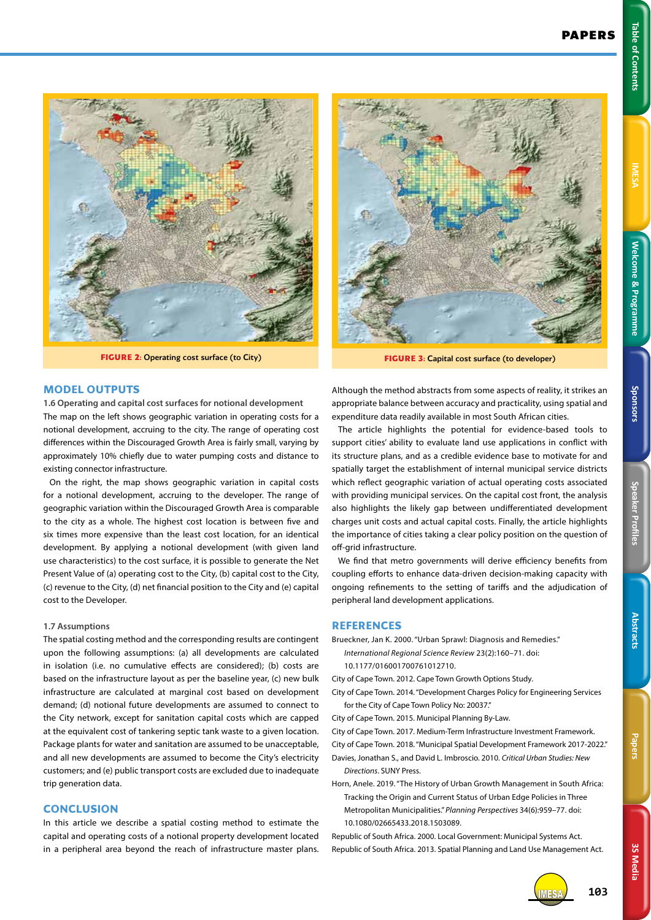FIGURE 2: Operating cost surface (to City)

FIGURE 3: Capital cost surface (to developer)

## MODEL OUTPUTS

### 1.6 Operating and capital cost surfaces for notional development

The map on the left shows geographic variation in operating costs for a notional development, accruing to the city. The range of operating cost differences within the Discouraged Growth Area is fairly small, varying by approximately 10% chiefly due to water pumping costs and distance to existing connector infrastructure.

On the right, the map shows geographic variation in capital costs for a notional development, accruing to the developer. The range of geographic variation within the Discouraged Growth Area is comparable to the city as a whole. The highest cost location is between five and six times more expensive than the least cost location, for an identical development. By applying a notional development (with given land use characteristics) to the cost surface, it is possible to generate the Net Present Value of (a) operating cost to the City, (b) capital cost to the City, (c) revenue to the City, (d) net financial position to the City and (e) capital cost to the Developer.

### 1.7 Assumptions

The spatial costing method and the corresponding results are contingent upon the following assumptions: (a) all developments are calculated in isolation (i.e. no cumulative effects are considered); (b) costs are based on the infrastructure layout as per the baseline year, (c) new bulk infrastructure are calculated at marginal cost based on development demand; (d) notional future developments are assumed to connect to the City network, except for sanitation capital costs which are capped at the equivalent cost of tankering septic tank waste to a given location. Package plants for water and sanitation are assumed to be unacceptable, and all new developments are assumed to become the City's electricity customers; and (e) public transport costs are excluded due to inadequate trip generation data.

## CONCLUSION

In this article we describe a spatial costing method to estimate the capital and operating costs of a notional property development located in a peripheral area beyond the reach of infrastructure master plans. Although the method abstracts from some aspects of reality, it strikes an appropriate balance between accuracy and practicality, using spatial and expenditure data readily available in most South African cities.

The article highlights the potential for evidence-based tools to support cities' ability to evaluate land use applications in conflict with its structure plans, and as a credible evidence base to motivate for and spatially target the establishment of internal municipal service districts which reflect geographic variation of actual operating costs associated with providing municipal services. On the capital cost front, the analysis also highlights the likely gap between undifferentiated development charges unit costs and actual capital costs. Finally, the article highlights the importance of cities taking a clear policy position on the question of off-grid infrastructure.

We find that metro governments will derive efficiency benefits from coupling efforts to enhance data-driven decision-making capacity with ongoing refinements to the setting of tariffs and the adjudication of peripheral land development applications.

## REFERENCES

Brueckner, Jan K. 2000. "Urban Sprawl: Diagnosis and Remedies." *International Regional Science Review* 23(2):160–71. doi: 10.1177/016001700761012710.

City of Cape Town. 2012. Cape Town Growth Options Study.

City of Cape Town. 2014. "Development Charges Policy for Engineering Services for the City of Cape Town Policy No: 20037."

City of Cape Town. 2015. Municipal Planning By-Law.

City of Cape Town. 2017. Medium-Term Infrastructure Investment Framework.

City of Cape Town. 2018. "Municipal Spatial Development Framework 2017-2022."

Davies, Jonathan S., and David L. Imbroscio. 2010. *Critical Urban Studies: New Directions*. SUNY Press.

Horn, Anele. 2019. "The History of Urban Growth Management in South Africa: Tracking the Origin and Current Status of Urban Edge Policies in Three Metropolitan Municipalities." *Planning Perspectives* 34(6):959–77. doi: 10.1080/02665433.2018.1503089.

Republic of South Africa. 2000. Local Government: Municipal Systems Act.

Republic of South Africa. 2013. Spatial Planning and Land Use Management Act.